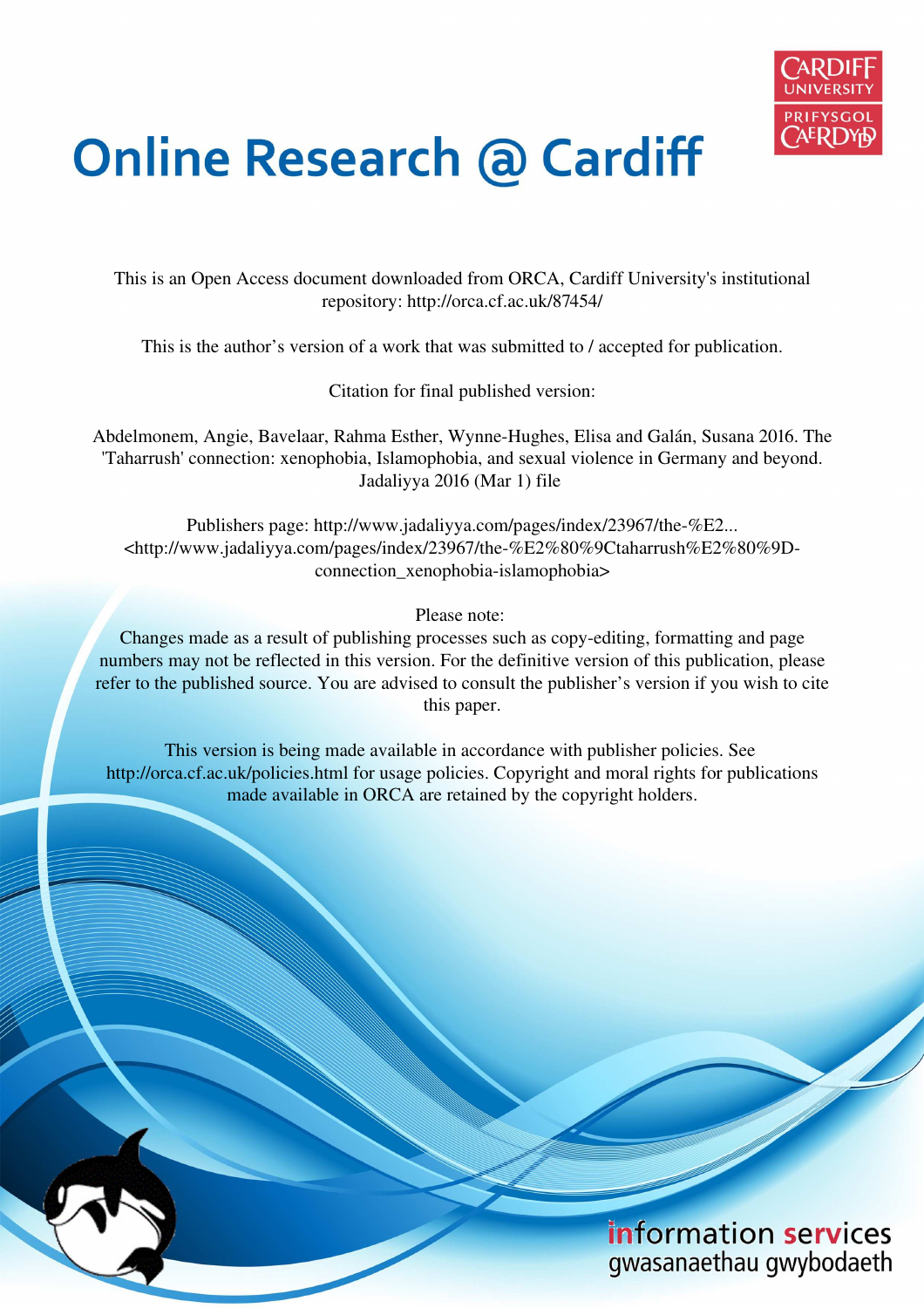# Online Research @ Cardiff

This is an Open Access document downloaded from ORCA, Cardiff University's institutional repository: http://orca.cf.ac.uk/87454/

This is the author's version of a work that was submitted to / accepted for publication.

Citation for final published version:

Abdelmonem, Angie, Bavelaar, Rahma Esther, Wynne-Hughes, Elisa and Galán, Susana 2016. The 'Taharrush' connection: xenophobia, Islamophobia, and sexual violence in Germany and beyond. Jadaliyya 2016 (Mar 1) file

Publishers page: http://www.jadaliyya.com/pages/index/23967/the-%E2... <http://www.jadaliyya.com/pages/index/23967/the-%E2%80%9Ctaharrush%E2%80%9D-connection_xenophobia-islamophobia>

Please note:
Changes made as a result of publishing processes such as copy-editing, formatting and page numbers may not be reflected in this version. For the definitive version of this publication, please refer to the published source. You are advised to consult the publisher's version if you wish to cite this paper.

This version is being made available in accordance with publisher policies. See http://orca.cf.ac.uk/policies.html for usage policies. Copyright and moral rights for publications made available in ORCA are retained by the copyright holders.

information services
gwasanaethau gwybodaeth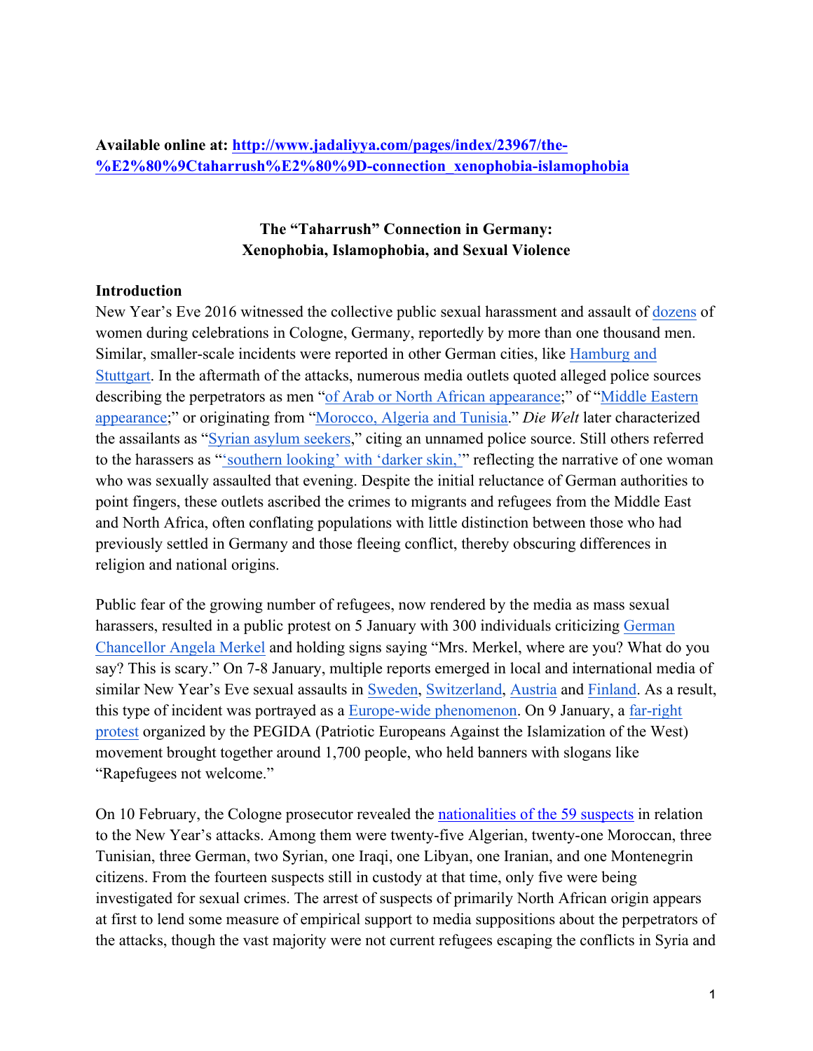**Available online at: http://www.jadaliyya.com/pages/index/23967/the-%E2%80%9Ctaharrush%E2%80%9D-connection_xenophobia-islamophobia**

**The "Taharrush" Connection in Germany:**
**Xenophobia, Islamophobia, and Sexual Violence**

**Introduction**

New Year's Eve 2016 witnessed the collective public sexual harassment and assault of dozens of women during celebrations in Cologne, Germany, reportedly by more than one thousand men. Similar, smaller-scale incidents were reported in other German cities, like Hamburg and Stuttgart. In the aftermath of the attacks, numerous media outlets quoted alleged police sources describing the perpetrators as men "of Arab or North African appearance;" of "Middle Eastern appearance;" or originating from "Morocco, Algeria and Tunisia." *Die Welt* later characterized the assailants as "Syrian asylum seekers," citing an unnamed police source. Still others referred to the harassers as "'southern looking' with 'darker skin,'" reflecting the narrative of one woman who was sexually assaulted that evening. Despite the initial reluctance of German authorities to point fingers, these outlets ascribed the crimes to migrants and refugees from the Middle East and North Africa, often conflating populations with little distinction between those who had previously settled in Germany and those fleeing conflict, thereby obscuring differences in religion and national origins.

Public fear of the growing number of refugees, now rendered by the media as mass sexual harassers, resulted in a public protest on 5 January with 300 individuals criticizing German Chancellor Angela Merkel and holding signs saying "Mrs. Merkel, where are you? What do you say? This is scary." On 7-8 January, multiple reports emerged in local and international media of similar New Year's Eve sexual assaults in Sweden, Switzerland, Austria and Finland. As a result, this type of incident was portrayed as a Europe-wide phenomenon. On 9 January, a far-right protest organized by the PEGIDA (Patriotic Europeans Against the Islamization of the West) movement brought together around 1,700 people, who held banners with slogans like "Rapefugees not welcome."

On 10 February, the Cologne prosecutor revealed the nationalities of the 59 suspects in relation to the New Year's attacks. Among them were twenty-five Algerian, twenty-one Moroccan, three Tunisian, three German, two Syrian, one Iraqi, one Libyan, one Iranian, and one Montenegrin citizens. From the fourteen suspects still in custody at that time, only five were being investigated for sexual crimes. The arrest of suspects of primarily North African origin appears at first to lend some measure of empirical support to media suppositions about the perpetrators of the attacks, though the vast majority were not current refugees escaping the conflicts in Syria and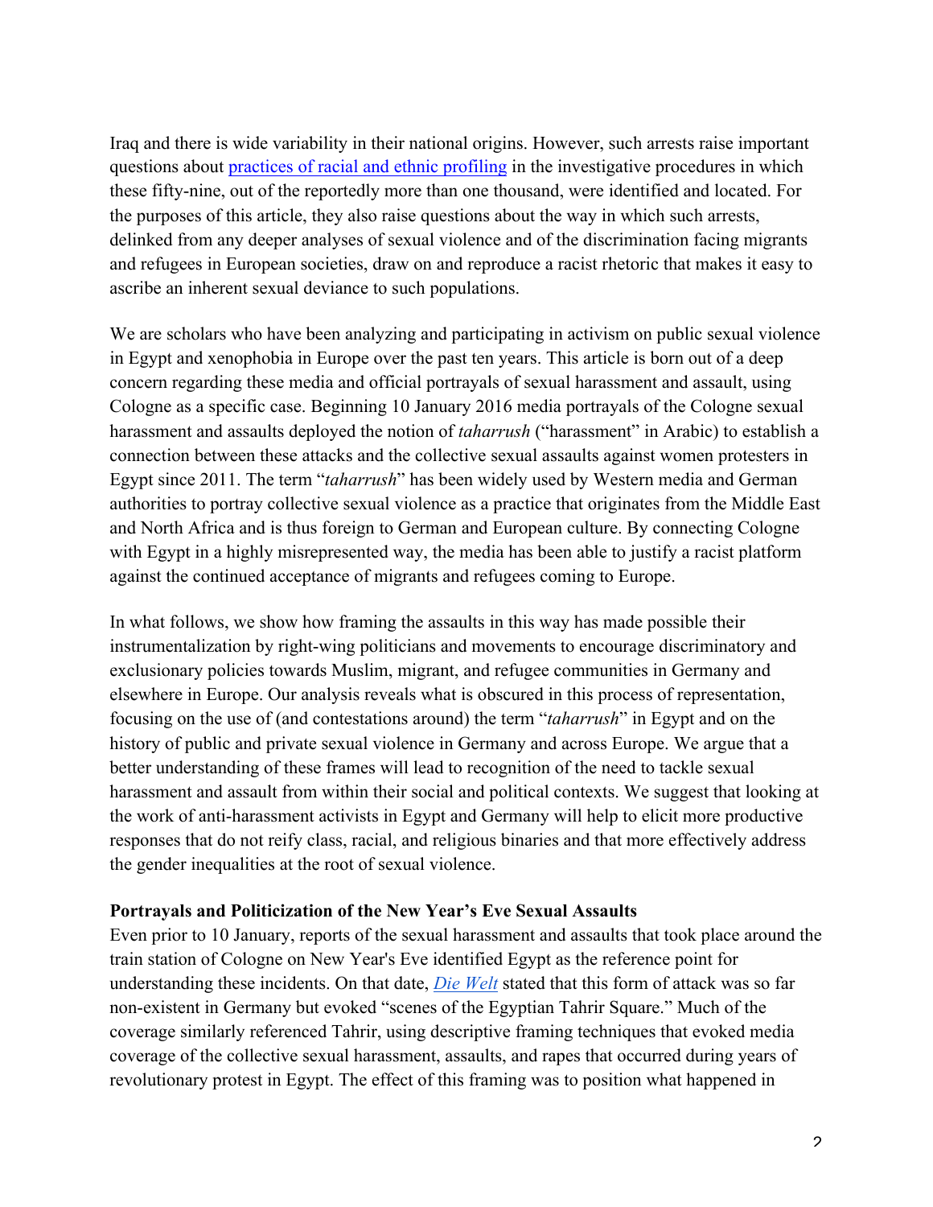Iraq and there is wide variability in their national origins. However, such arrests raise important questions about [practices of racial and ethnic profiling] in the investigative procedures in which these fifty-nine, out of the reportedly more than one thousand, were identified and located. For the purposes of this article, they also raise questions about the way in which such arrests, delinked from any deeper analyses of sexual violence and of the discrimination facing migrants and refugees in European societies, draw on and reproduce a racist rhetoric that makes it easy to ascribe an inherent sexual deviance to such populations.

We are scholars who have been analyzing and participating in activism on public sexual violence in Egypt and xenophobia in Europe over the past ten years. This article is born out of a deep concern regarding these media and official portrayals of sexual harassment and assault, using Cologne as a specific case. Beginning 10 January 2016 media portrayals of the Cologne sexual harassment and assaults deployed the notion of *taharrush* ("harassment" in Arabic) to establish a connection between these attacks and the collective sexual assaults against women protesters in Egypt since 2011. The term "*taharrush*" has been widely used by Western media and German authorities to portray collective sexual violence as a practice that originates from the Middle East and North Africa and is thus foreign to German and European culture. By connecting Cologne with Egypt in a highly misrepresented way, the media has been able to justify a racist platform against the continued acceptance of migrants and refugees coming to Europe.

In what follows, we show how framing the assaults in this way has made possible their instrumentalization by right-wing politicians and movements to encourage discriminatory and exclusionary policies towards Muslim, migrant, and refugee communities in Germany and elsewhere in Europe. Our analysis reveals what is obscured in this process of representation, focusing on the use of (and contestations around) the term "*taharrush*" in Egypt and on the history of public and private sexual violence in Germany and across Europe. We argue that a better understanding of these frames will lead to recognition of the need to tackle sexual harassment and assault from within their social and political contexts. We suggest that looking at the work of anti-harassment activists in Egypt and Germany will help to elicit more productive responses that do not reify class, racial, and religious binaries and that more effectively address the gender inequalities at the root of sexual violence.

**Portrayals and Politicization of the New Year's Eve Sexual Assaults**

Even prior to 10 January, reports of the sexual harassment and assaults that took place around the train station of Cologne on New Year's Eve identified Egypt as the reference point for understanding these incidents. On that date, [*Die Welt*] stated that this form of attack was so far non-existent in Germany but evoked "scenes of the Egyptian Tahrir Square." Much of the coverage similarly referenced Tahrir, using descriptive framing techniques that evoked media coverage of the collective sexual harassment, assaults, and rapes that occurred during years of revolutionary protest in Egypt. The effect of this framing was to position what happened in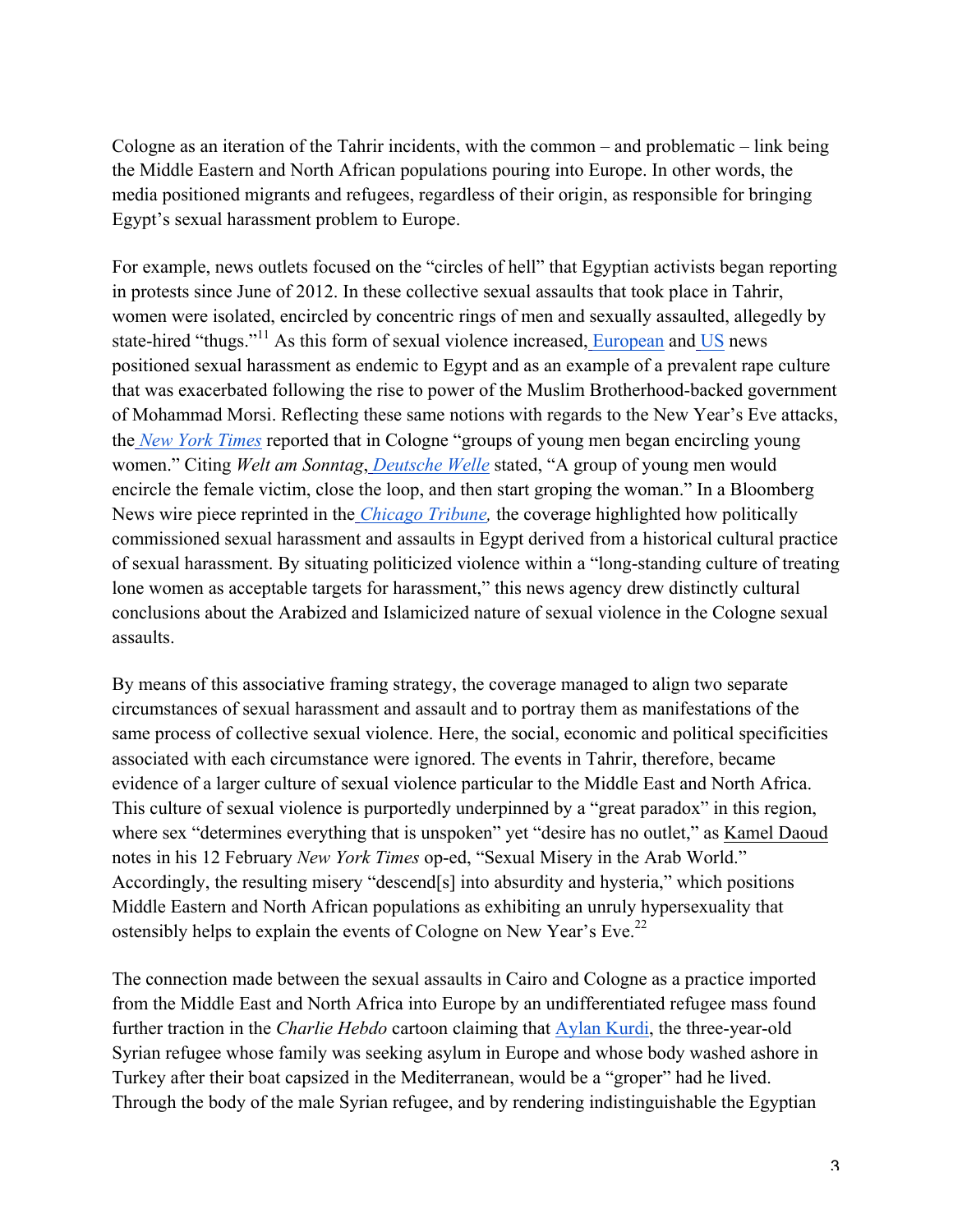Cologne as an iteration of the Tahrir incidents, with the common – and problematic – link being the Middle Eastern and North African populations pouring into Europe. In other words, the media positioned migrants and refugees, regardless of their origin, as responsible for bringing Egypt's sexual harassment problem to Europe.

For example, news outlets focused on the "circles of hell" that Egyptian activists began reporting in protests since June of 2012. In these collective sexual assaults that took place in Tahrir, women were isolated, encircled by concentric rings of men and sexually assaulted, allegedly by state-hired "thugs."[11] As this form of sexual violence increased, European and US news positioned sexual harassment as endemic to Egypt and as an example of a prevalent rape culture that was exacerbated following the rise to power of the Muslim Brotherhood-backed government of Mohammad Morsi. Reflecting these same notions with regards to the New Year's Eve attacks, the *New York Times* reported that in Cologne "groups of young men began encircling young women." Citing *Welt am Sonntag*, *Deutsche Welle* stated, "A group of young men would encircle the female victim, close the loop, and then start groping the woman." In a Bloomberg News wire piece reprinted in the *Chicago Tribune,* the coverage highlighted how politically commissioned sexual harassment and assaults in Egypt derived from a historical cultural practice of sexual harassment. By situating politicized violence within a "long-standing culture of treating lone women as acceptable targets for harassment," this news agency drew distinctly cultural conclusions about the Arabized and Islamicized nature of sexual violence in the Cologne sexual assaults.

By means of this associative framing strategy, the coverage managed to align two separate circumstances of sexual harassment and assault and to portray them as manifestations of the same process of collective sexual violence. Here, the social, economic and political specificities associated with each circumstance were ignored. The events in Tahrir, therefore, became evidence of a larger culture of sexual violence particular to the Middle East and North Africa. This culture of sexual violence is purportedly underpinned by a "great paradox" in this region, where sex "determines everything that is unspoken" yet "desire has no outlet," as Kamel Daoud notes in his 12 February *New York Times* op-ed, "Sexual Misery in the Arab World." Accordingly, the resulting misery "descend[s] into absurdity and hysteria," which positions Middle Eastern and North African populations as exhibiting an unruly hypersexuality that ostensibly helps to explain the events of Cologne on New Year's Eve.[22]

The connection made between the sexual assaults in Cairo and Cologne as a practice imported from the Middle East and North Africa into Europe by an undifferentiated refugee mass found further traction in the *Charlie Hebdo* cartoon claiming that Aylan Kurdi, the three-year-old Syrian refugee whose family was seeking asylum in Europe and whose body washed ashore in Turkey after their boat capsized in the Mediterranean, would be a "groper" had he lived. Through the body of the male Syrian refugee, and by rendering indistinguishable the Egyptian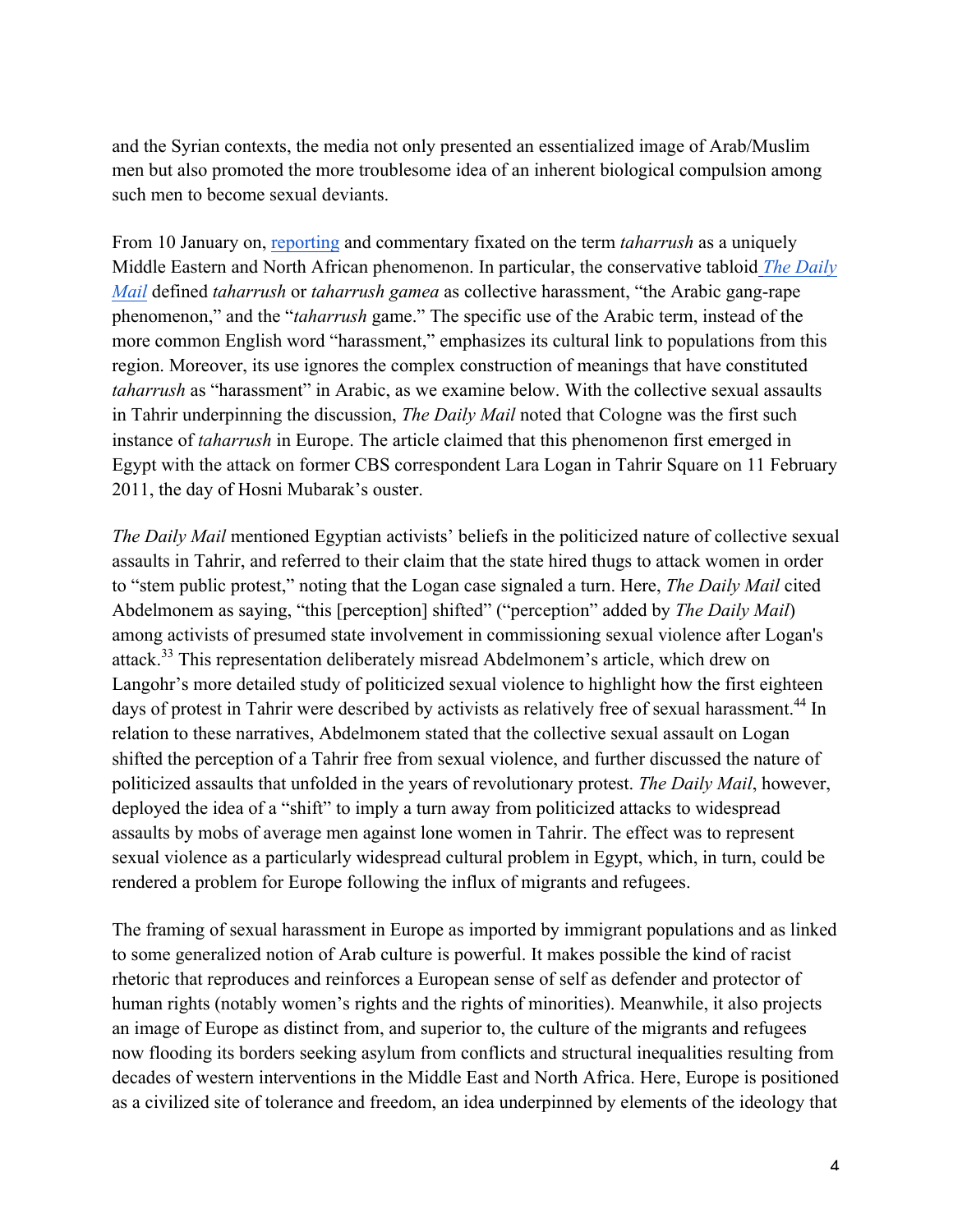and the Syrian contexts, the media not only presented an essentialized image of Arab/Muslim men but also promoted the more troublesome idea of an inherent biological compulsion among such men to become sexual deviants.

From 10 January on, reporting and commentary fixated on the term *taharrush* as a uniquely Middle Eastern and North African phenomenon. In particular, the conservative tabloid *The Daily Mail* defined *taharrush* or *taharrush gamea* as collective harassment, "the Arabic gang-rape phenomenon," and the "*taharrush* game." The specific use of the Arabic term, instead of the more common English word "harassment," emphasizes its cultural link to populations from this region. Moreover, its use ignores the complex construction of meanings that have constituted *taharrush* as "harassment" in Arabic, as we examine below. With the collective sexual assaults in Tahrir underpinning the discussion, *The Daily Mail* noted that Cologne was the first such instance of *taharrush* in Europe. The article claimed that this phenomenon first emerged in Egypt with the attack on former CBS correspondent Lara Logan in Tahrir Square on 11 February 2011, the day of Hosni Mubarak's ouster.

*The Daily Mail* mentioned Egyptian activists' beliefs in the politicized nature of collective sexual assaults in Tahrir, and referred to their claim that the state hired thugs to attack women in order to "stem public protest," noting that the Logan case signaled a turn. Here, *The Daily Mail* cited Abdelmonem as saying, "this [perception] shifted" ("perception" added by *The Daily Mail*) among activists of presumed state involvement in commissioning sexual violence after Logan's attack.[33] This representation deliberately misread Abdelmonem's article, which drew on Langohr's more detailed study of politicized sexual violence to highlight how the first eighteen days of protest in Tahrir were described by activists as relatively free of sexual harassment.[44] In relation to these narratives, Abdelmonem stated that the collective sexual assault on Logan shifted the perception of a Tahrir free from sexual violence, and further discussed the nature of politicized assaults that unfolded in the years of revolutionary protest. *The Daily Mail*, however, deployed the idea of a "shift" to imply a turn away from politicized attacks to widespread assaults by mobs of average men against lone women in Tahrir. The effect was to represent sexual violence as a particularly widespread cultural problem in Egypt, which, in turn, could be rendered a problem for Europe following the influx of migrants and refugees.

The framing of sexual harassment in Europe as imported by immigrant populations and as linked to some generalized notion of Arab culture is powerful. It makes possible the kind of racist rhetoric that reproduces and reinforces a European sense of self as defender and protector of human rights (notably women's rights and the rights of minorities). Meanwhile, it also projects an image of Europe as distinct from, and superior to, the culture of the migrants and refugees now flooding its borders seeking asylum from conflicts and structural inequalities resulting from decades of western interventions in the Middle East and North Africa. Here, Europe is positioned as a civilized site of tolerance and freedom, an idea underpinned by elements of the ideology that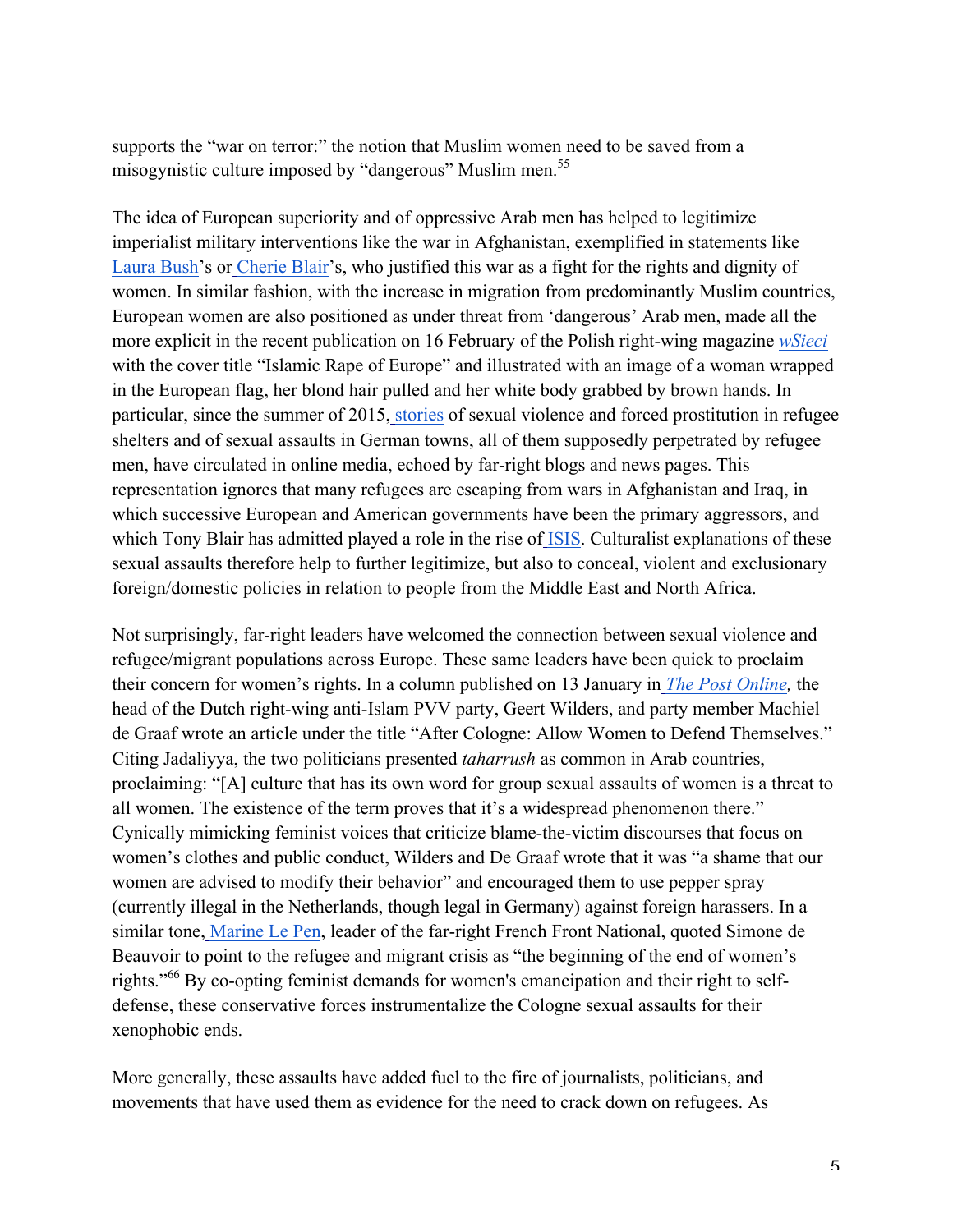supports the "war on terror:" the notion that Muslim women need to be saved from a misogynistic culture imposed by "dangerous" Muslim men.[55]

The idea of European superiority and of oppressive Arab men has helped to legitimize imperialist military interventions like the war in Afghanistan, exemplified in statements like Laura Bush's or Cherie Blair's, who justified this war as a fight for the rights and dignity of women. In similar fashion, with the increase in migration from predominantly Muslim countries, European women are also positioned as under threat from 'dangerous' Arab men, made all the more explicit in the recent publication on 16 February of the Polish right-wing magazine *wSieci* with the cover title "Islamic Rape of Europe" and illustrated with an image of a woman wrapped in the European flag, her blond hair pulled and her white body grabbed by brown hands. In particular, since the summer of 2015, stories of sexual violence and forced prostitution in refugee shelters and of sexual assaults in German towns, all of them supposedly perpetrated by refugee men, have circulated in online media, echoed by far-right blogs and news pages. This representation ignores that many refugees are escaping from wars in Afghanistan and Iraq, in which successive European and American governments have been the primary aggressors, and which Tony Blair has admitted played a role in the rise of ISIS. Culturalist explanations of these sexual assaults therefore help to further legitimize, but also to conceal, violent and exclusionary foreign/domestic policies in relation to people from the Middle East and North Africa.

Not surprisingly, far-right leaders have welcomed the connection between sexual violence and refugee/migrant populations across Europe. These same leaders have been quick to proclaim their concern for women's rights. In a column published on 13 January in *The Post Online*, the head of the Dutch right-wing anti-Islam PVV party, Geert Wilders, and party member Machiel de Graaf wrote an article under the title "After Cologne: Allow Women to Defend Themselves." Citing Jadaliyya, the two politicians presented *taharrush* as common in Arab countries, proclaiming: "[A] culture that has its own word for group sexual assaults of women is a threat to all women. The existence of the term proves that it's a widespread phenomenon there." Cynically mimicking feminist voices that criticize blame-the-victim discourses that focus on women's clothes and public conduct, Wilders and De Graaf wrote that it was "a shame that our women are advised to modify their behavior" and encouraged them to use pepper spray (currently illegal in the Netherlands, though legal in Germany) against foreign harassers. In a similar tone, Marine Le Pen, leader of the far-right French Front National, quoted Simone de Beauvoir to point to the refugee and migrant crisis as "the beginning of the end of women's rights."[66] By co-opting feminist demands for women's emancipation and their right to self-defense, these conservative forces instrumentalize the Cologne sexual assaults for their xenophobic ends.

More generally, these assaults have added fuel to the fire of journalists, politicians, and movements that have used them as evidence for the need to crack down on refugees. As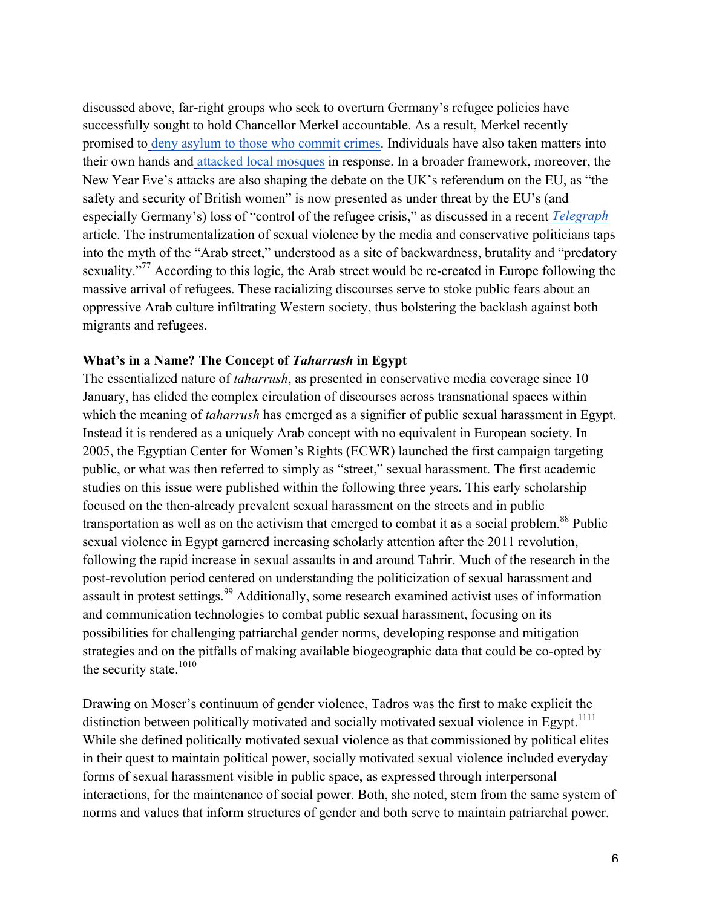discussed above, far-right groups who seek to overturn Germany's refugee policies have successfully sought to hold Chancellor Merkel accountable. As a result, Merkel recently promised to deny asylum to those who commit crimes. Individuals have also taken matters into their own hands and attacked local mosques in response. In a broader framework, moreover, the New Year Eve's attacks are also shaping the debate on the UK's referendum on the EU, as "the safety and security of British women" is now presented as under threat by the EU's (and especially Germany's) loss of "control of the refugee crisis," as discussed in a recent *Telegraph* article. The instrumentalization of sexual violence by the media and conservative politicians taps into the myth of the "Arab street," understood as a site of backwardness, brutality and "predatory sexuality."[77] According to this logic, the Arab street would be re-created in Europe following the massive arrival of refugees. These racializing discourses serve to stoke public fears about an oppressive Arab culture infiltrating Western society, thus bolstering the backlash against both migrants and refugees.

**What's in a Name? The Concept of *Taharrush* in Egypt**

The essentialized nature of *taharrush*, as presented in conservative media coverage since 10 January, has elided the complex circulation of discourses across transnational spaces within which the meaning of *taharrush* has emerged as a signifier of public sexual harassment in Egypt. Instead it is rendered as a uniquely Arab concept with no equivalent in European society. In 2005, the Egyptian Center for Women's Rights (ECWR) launched the first campaign targeting public, or what was then referred to simply as "street," sexual harassment. The first academic studies on this issue were published within the following three years. This early scholarship focused on the then-already prevalent sexual harassment on the streets and in public transportation as well as on the activism that emerged to combat it as a social problem.[88] Public sexual violence in Egypt garnered increasing scholarly attention after the 2011 revolution, following the rapid increase in sexual assaults in and around Tahrir. Much of the research in the post-revolution period centered on understanding the politicization of sexual harassment and assault in protest settings.[99] Additionally, some research examined activist uses of information and communication technologies to combat public sexual harassment, focusing on its possibilities for challenging patriarchal gender norms, developing response and mitigation strategies and on the pitfalls of making available biogeographic data that could be co-opted by the security state.[1010]

Drawing on Moser's continuum of gender violence, Tadros was the first to make explicit the distinction between politically motivated and socially motivated sexual violence in Egypt.[1111] While she defined politically motivated sexual violence as that commissioned by political elites in their quest to maintain political power, socially motivated sexual violence included everyday forms of sexual harassment visible in public space, as expressed through interpersonal interactions, for the maintenance of social power. Both, she noted, stem from the same system of norms and values that inform structures of gender and both serve to maintain patriarchal power.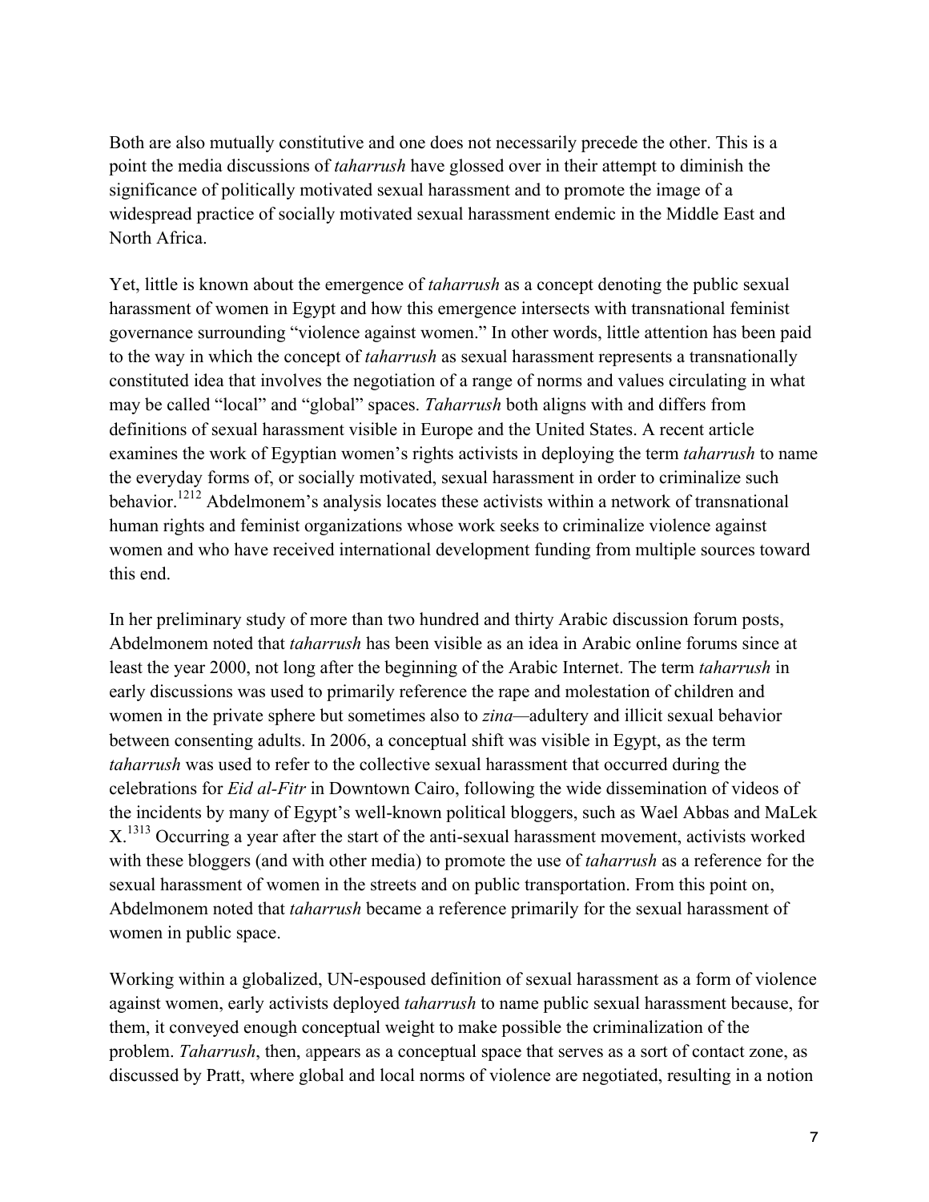Both are also mutually constitutive and one does not necessarily precede the other. This is a point the media discussions of *taharrush* have glossed over in their attempt to diminish the significance of politically motivated sexual harassment and to promote the image of a widespread practice of socially motivated sexual harassment endemic in the Middle East and North Africa.

Yet, little is known about the emergence of *taharrush* as a concept denoting the public sexual harassment of women in Egypt and how this emergence intersects with transnational feminist governance surrounding "violence against women." In other words, little attention has been paid to the way in which the concept of *taharrush* as sexual harassment represents a transnationally constituted idea that involves the negotiation of a range of norms and values circulating in what may be called "local" and "global" spaces. *Taharrush* both aligns with and differs from definitions of sexual harassment visible in Europe and the United States. A recent article examines the work of Egyptian women's rights activists in deploying the term *taharrush* to name the everyday forms of, or socially motivated, sexual harassment in order to criminalize such behavior.[1212] Abdelmonem's analysis locates these activists within a network of transnational human rights and feminist organizations whose work seeks to criminalize violence against women and who have received international development funding from multiple sources toward this end.

In her preliminary study of more than two hundred and thirty Arabic discussion forum posts, Abdelmonem noted that *taharrush* has been visible as an idea in Arabic online forums since at least the year 2000, not long after the beginning of the Arabic Internet. The term *taharrush* in early discussions was used to primarily reference the rape and molestation of children and women in the private sphere but sometimes also to *zina*—adultery and illicit sexual behavior between consenting adults. In 2006, a conceptual shift was visible in Egypt, as the term *taharrush* was used to refer to the collective sexual harassment that occurred during the celebrations for *Eid al-Fitr* in Downtown Cairo, following the wide dissemination of videos of the incidents by many of Egypt's well-known political bloggers, such as Wael Abbas and MaLek X.[1313] Occurring a year after the start of the anti-sexual harassment movement, activists worked with these bloggers (and with other media) to promote the use of *taharrush* as a reference for the sexual harassment of women in the streets and on public transportation. From this point on, Abdelmonem noted that *taharrush* became a reference primarily for the sexual harassment of women in public space.

Working within a globalized, UN-espoused definition of sexual harassment as a form of violence against women, early activists deployed *taharrush* to name public sexual harassment because, for them, it conveyed enough conceptual weight to make possible the criminalization of the problem. *Taharrush*, then, appears as a conceptual space that serves as a sort of contact zone, as discussed by Pratt, where global and local norms of violence are negotiated, resulting in a notion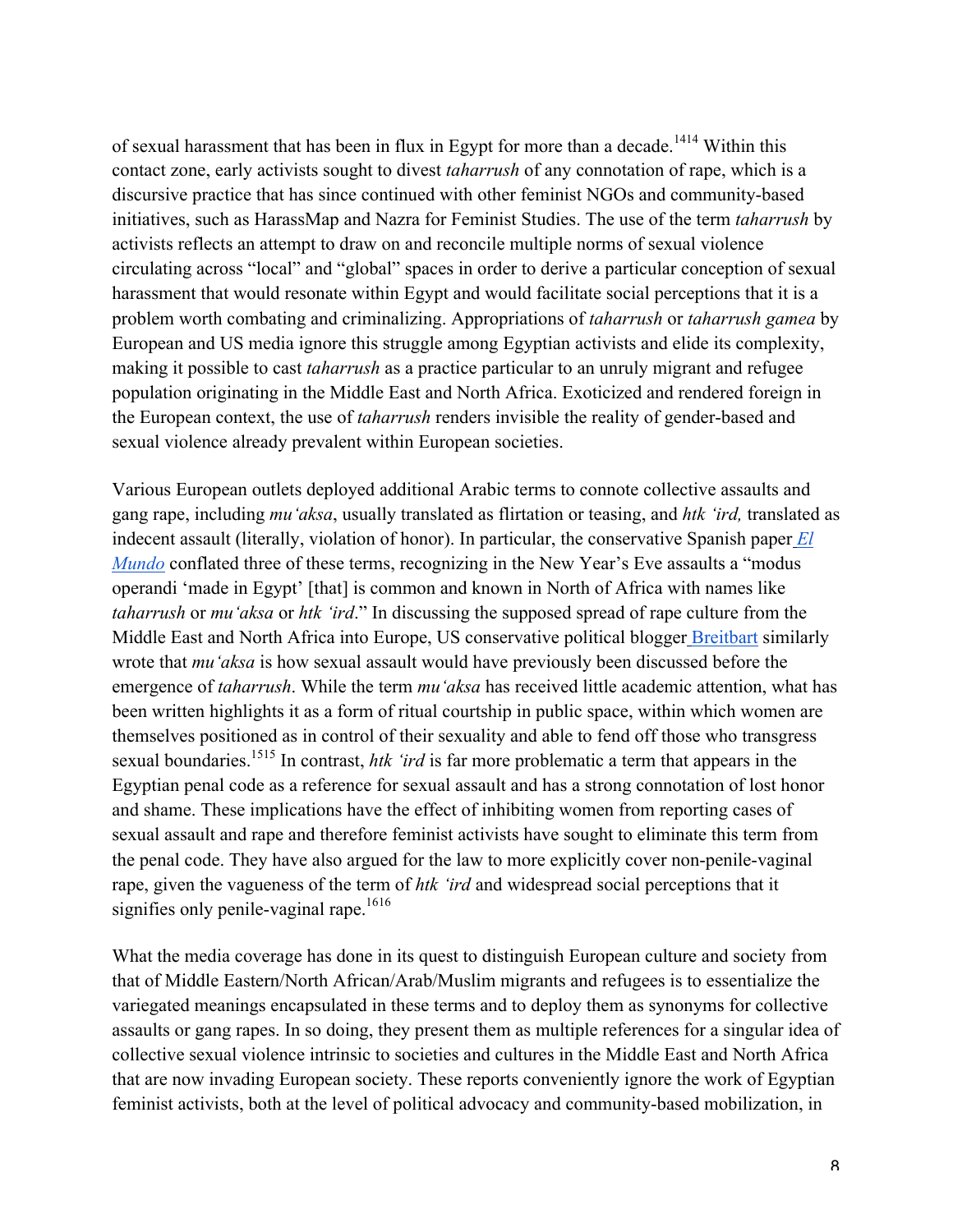of sexual harassment that has been in flux in Egypt for more than a decade.[14] Within this contact zone, early activists sought to divest *taharrush* of any connotation of rape, which is a discursive practice that has since continued with other feminist NGOs and community-based initiatives, such as HarassMap and Nazra for Feminist Studies. The use of the term *taharrush* by activists reflects an attempt to draw on and reconcile multiple norms of sexual violence circulating across "local" and "global" spaces in order to derive a particular conception of sexual harassment that would resonate within Egypt and would facilitate social perceptions that it is a problem worth combating and criminalizing. Appropriations of *taharrush* or *taharrush gamea* by European and US media ignore this struggle among Egyptian activists and elide its complexity, making it possible to cast *taharrush* as a practice particular to an unruly migrant and refugee population originating in the Middle East and North Africa. Exoticized and rendered foreign in the European context, the use of *taharrush* renders invisible the reality of gender-based and sexual violence already prevalent within European societies.

Various European outlets deployed additional Arabic terms to connote collective assaults and gang rape, including *mu'aksa*, usually translated as flirtation or teasing, and *htk 'ird,* translated as indecent assault (literally, violation of honor). In particular, the conservative Spanish paper [*El Mundo*]() conflated three of these terms, recognizing in the New Year's Eve assaults a "modus operandi 'made in Egypt' [that] is common and known in North of Africa with names like *taharrush* or *mu'aksa* or *htk 'ird*." In discussing the supposed spread of rape culture from the Middle East and North Africa into Europe, US conservative political blogger [Breitbart]() similarly wrote that *mu'aksa* is how sexual assault would have previously been discussed before the emergence of *taharrush*. While the term *mu'aksa* has received little academic attention, what has been written highlights it as a form of ritual courtship in public space, within which women are themselves positioned as in control of their sexuality and able to fend off those who transgress sexual boundaries.[15] In contrast, *htk 'ird* is far more problematic a term that appears in the Egyptian penal code as a reference for sexual assault and has a strong connotation of lost honor and shame. These implications have the effect of inhibiting women from reporting cases of sexual assault and rape and therefore feminist activists have sought to eliminate this term from the penal code. They have also argued for the law to more explicitly cover non-penile-vaginal rape, given the vagueness of the term of *htk 'ird* and widespread social perceptions that it signifies only penile-vaginal rape.[16]

What the media coverage has done in its quest to distinguish European culture and society from that of Middle Eastern/North African/Arab/Muslim migrants and refugees is to essentialize the variegated meanings encapsulated in these terms and to deploy them as synonyms for collective assaults or gang rapes. In so doing, they present them as multiple references for a singular idea of collective sexual violence intrinsic to societies and cultures in the Middle East and North Africa that are now invading European society. These reports conveniently ignore the work of Egyptian feminist activists, both at the level of political advocacy and community-based mobilization, in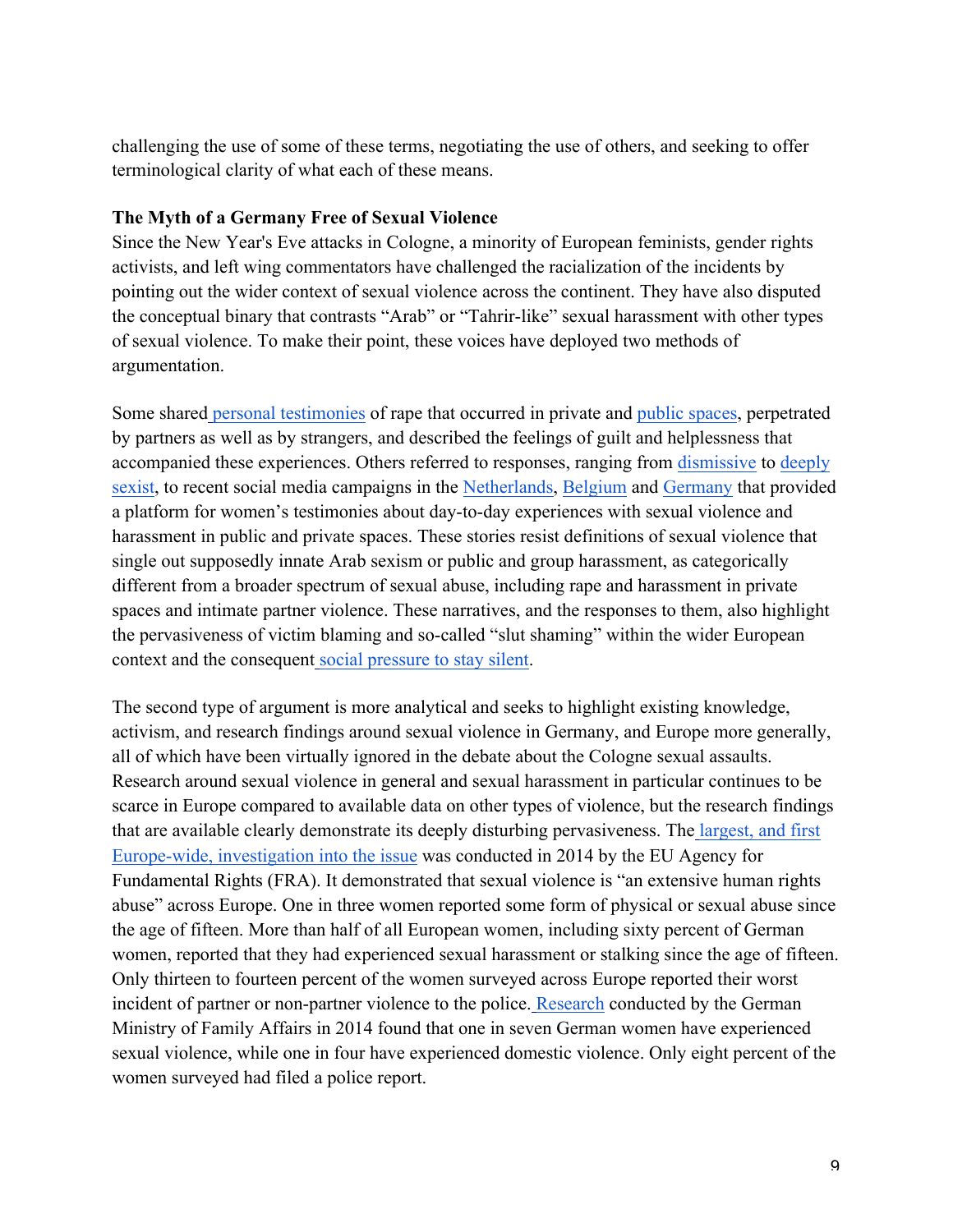challenging the use of some of these terms, negotiating the use of others, and seeking to offer terminological clarity of what each of these means.

**The Myth of a Germany Free of Sexual Violence**

Since the New Year's Eve attacks in Cologne, a minority of European feminists, gender rights activists, and left wing commentators have challenged the racialization of the incidents by pointing out the wider context of sexual violence across the continent. They have also disputed the conceptual binary that contrasts "Arab" or "Tahrir-like" sexual harassment with other types of sexual violence. To make their point, these voices have deployed two methods of argumentation.

Some shared personal testimonies of rape that occurred in private and public spaces, perpetrated by partners as well as by strangers, and described the feelings of guilt and helplessness that accompanied these experiences. Others referred to responses, ranging from dismissive to deeply sexist, to recent social media campaigns in the Netherlands, Belgium and Germany that provided a platform for women's testimonies about day-to-day experiences with sexual violence and harassment in public and private spaces. These stories resist definitions of sexual violence that single out supposedly innate Arab sexism or public and group harassment, as categorically different from a broader spectrum of sexual abuse, including rape and harassment in private spaces and intimate partner violence. These narratives, and the responses to them, also highlight the pervasiveness of victim blaming and so-called "slut shaming" within the wider European context and the consequent social pressure to stay silent.

The second type of argument is more analytical and seeks to highlight existing knowledge, activism, and research findings around sexual violence in Germany, and Europe more generally, all of which have been virtually ignored in the debate about the Cologne sexual assaults. Research around sexual violence in general and sexual harassment in particular continues to be scarce in Europe compared to available data on other types of violence, but the research findings that are available clearly demonstrate its deeply disturbing pervasiveness. The largest, and first Europe-wide, investigation into the issue was conducted in 2014 by the EU Agency for Fundamental Rights (FRA). It demonstrated that sexual violence is "an extensive human rights abuse" across Europe. One in three women reported some form of physical or sexual abuse since the age of fifteen. More than half of all European women, including sixty percent of German women, reported that they had experienced sexual harassment or stalking since the age of fifteen. Only thirteen to fourteen percent of the women surveyed across Europe reported their worst incident of partner or non-partner violence to the police. Research conducted by the German Ministry of Family Affairs in 2014 found that one in seven German women have experienced sexual violence, while one in four have experienced domestic violence. Only eight percent of the women surveyed had filed a police report.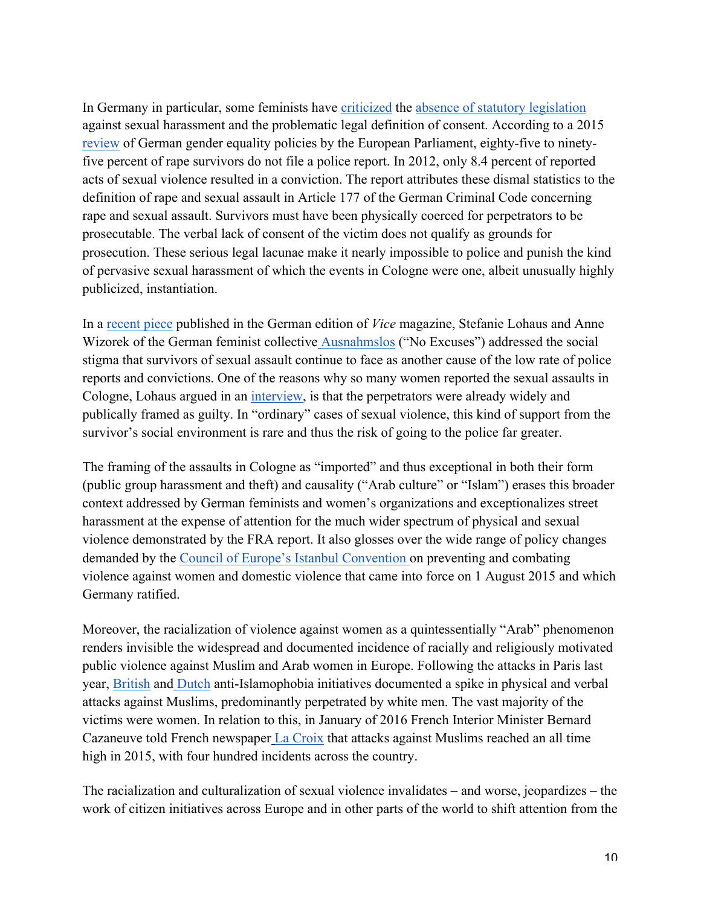In Germany in particular, some feminists have criticized the absence of statutory legislation against sexual harassment and the problematic legal definition of consent. According to a 2015 review of German gender equality policies by the European Parliament, eighty-five to ninety-five percent of rape survivors do not file a police report. In 2012, only 8.4 percent of reported acts of sexual violence resulted in a conviction. The report attributes these dismal statistics to the definition of rape and sexual assault in Article 177 of the German Criminal Code concerning rape and sexual assault. Survivors must have been physically coerced for perpetrators to be prosecutable. The verbal lack of consent of the victim does not qualify as grounds for prosecution. These serious legal lacunae make it nearly impossible to police and punish the kind of pervasive sexual harassment of which the events in Cologne were one, albeit unusually highly publicized, instantiation.

In a recent piece published in the German edition of *Vice* magazine, Stefanie Lohaus and Anne Wizorek of the German feminist collective Ausnahmslos ("No Excuses") addressed the social stigma that survivors of sexual assault continue to face as another cause of the low rate of police reports and convictions. One of the reasons why so many women reported the sexual assaults in Cologne, Lohaus argued in an interview, is that the perpetrators were already widely and publically framed as guilty. In "ordinary" cases of sexual violence, this kind of support from the survivor's social environment is rare and thus the risk of going to the police far greater.

The framing of the assaults in Cologne as "imported" and thus exceptional in both their form (public group harassment and theft) and causality ("Arab culture" or "Islam") erases this broader context addressed by German feminists and women's organizations and exceptionalizes street harassment at the expense of attention for the much wider spectrum of physical and sexual violence demonstrated by the FRA report. It also glosses over the wide range of policy changes demanded by the Council of Europe's Istanbul Convention on preventing and combating violence against women and domestic violence that came into force on 1 August 2015 and which Germany ratified.

Moreover, the racialization of violence against women as a quintessentially "Arab" phenomenon renders invisible the widespread and documented incidence of racially and religiously motivated public violence against Muslim and Arab women in Europe. Following the attacks in Paris last year, British and Dutch anti-Islamophobia initiatives documented a spike in physical and verbal attacks against Muslims, predominantly perpetrated by white men. The vast majority of the victims were women. In relation to this, in January of 2016 French Interior Minister Bernard Cazaneuve told French newspaper La Croix that attacks against Muslims reached an all time high in 2015, with four hundred incidents across the country.

The racialization and culturalization of sexual violence invalidates – and worse, jeopardizes – the work of citizen initiatives across Europe and in other parts of the world to shift attention from the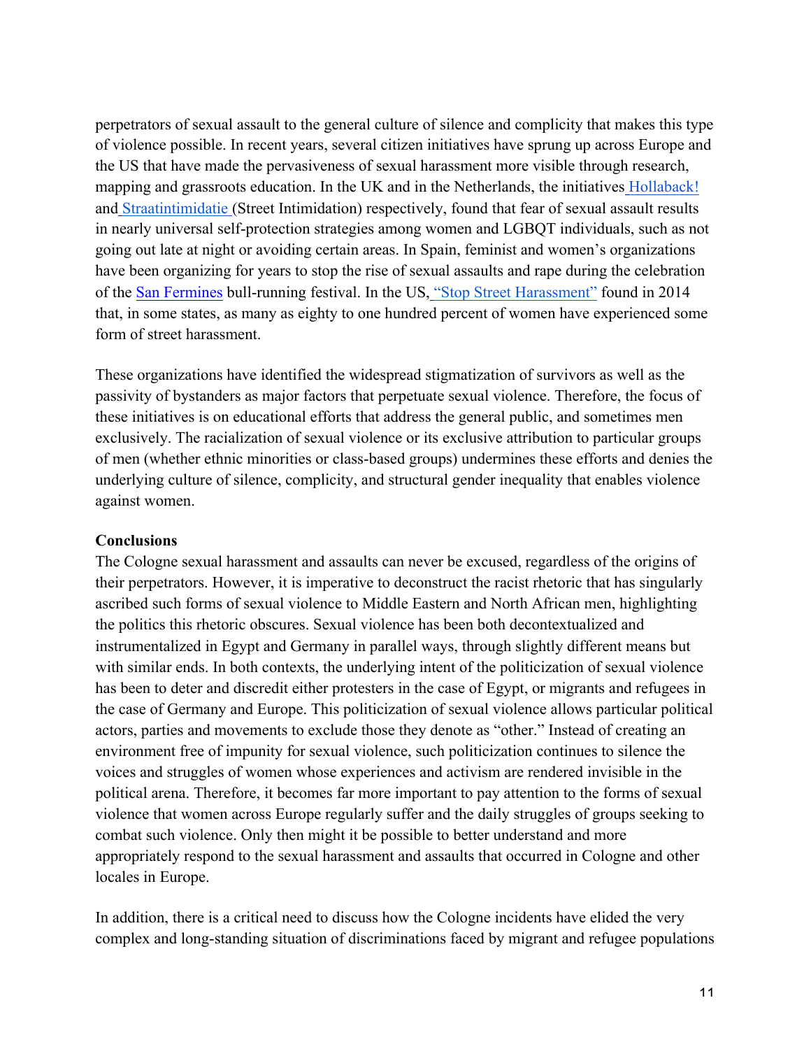perpetrators of sexual assault to the general culture of silence and complicity that makes this type of violence possible. In recent years, several citizen initiatives have sprung up across Europe and the US that have made the pervasiveness of sexual harassment more visible through research, mapping and grassroots education. In the UK and in the Netherlands, the initiatives Hollaback! and Straatintimidatie (Street Intimidation) respectively, found that fear of sexual assault results in nearly universal self-protection strategies among women and LGBQT individuals, such as not going out late at night or avoiding certain areas. In Spain, feminist and women's organizations have been organizing for years to stop the rise of sexual assaults and rape during the celebration of the San Fermines bull-running festival. In the US, "Stop Street Harassment" found in 2014 that, in some states, as many as eighty to one hundred percent of women have experienced some form of street harassment.

These organizations have identified the widespread stigmatization of survivors as well as the passivity of bystanders as major factors that perpetuate sexual violence. Therefore, the focus of these initiatives is on educational efforts that address the general public, and sometimes men exclusively. The racialization of sexual violence or its exclusive attribution to particular groups of men (whether ethnic minorities or class-based groups) undermines these efforts and denies the underlying culture of silence, complicity, and structural gender inequality that enables violence against women.

**Conclusions**

The Cologne sexual harassment and assaults can never be excused, regardless of the origins of their perpetrators. However, it is imperative to deconstruct the racist rhetoric that has singularly ascribed such forms of sexual violence to Middle Eastern and North African men, highlighting the politics this rhetoric obscures. Sexual violence has been both decontextualized and instrumentalized in Egypt and Germany in parallel ways, through slightly different means but with similar ends. In both contexts, the underlying intent of the politicization of sexual violence has been to deter and discredit either protesters in the case of Egypt, or migrants and refugees in the case of Germany and Europe. This politicization of sexual violence allows particular political actors, parties and movements to exclude those they denote as "other." Instead of creating an environment free of impunity for sexual violence, such politicization continues to silence the voices and struggles of women whose experiences and activism are rendered invisible in the political arena. Therefore, it becomes far more important to pay attention to the forms of sexual violence that women across Europe regularly suffer and the daily struggles of groups seeking to combat such violence. Only then might it be possible to better understand and more appropriately respond to the sexual harassment and assaults that occurred in Cologne and other locales in Europe.

In addition, there is a critical need to discuss how the Cologne incidents have elided the very complex and long-standing situation of discriminations faced by migrant and refugee populations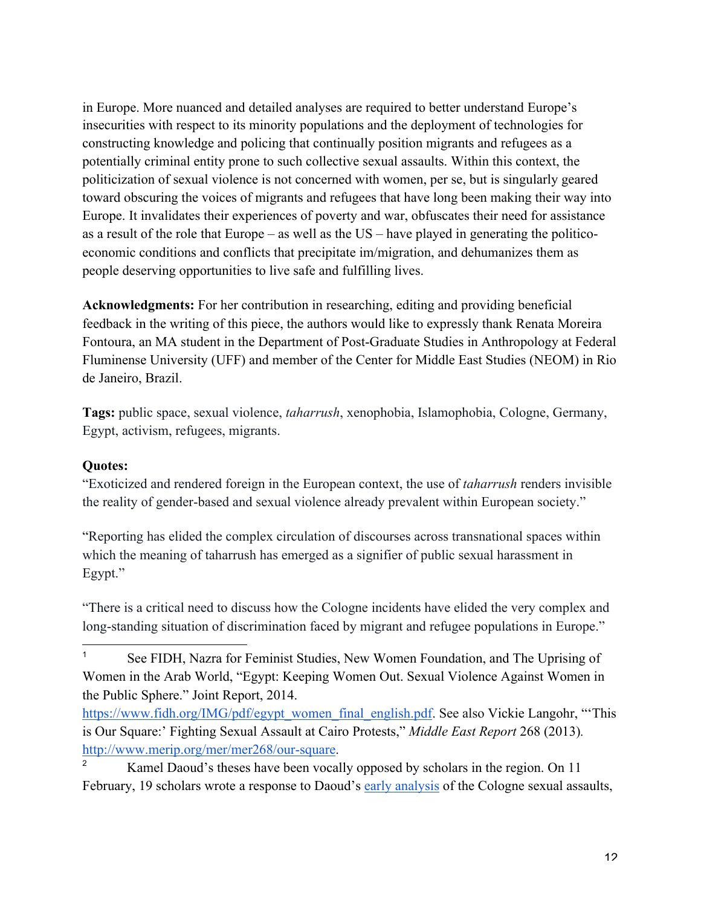in Europe. More nuanced and detailed analyses are required to better understand Europe's insecurities with respect to its minority populations and the deployment of technologies for constructing knowledge and policing that continually position migrants and refugees as a potentially criminal entity prone to such collective sexual assaults. Within this context, the politicization of sexual violence is not concerned with women, per se, but is singularly geared toward obscuring the voices of migrants and refugees that have long been making their way into Europe. It invalidates their experiences of poverty and war, obfuscates their need for assistance as a result of the role that Europe – as well as the US – have played in generating the politico-economic conditions and conflicts that precipitate im/migration, and dehumanizes them as people deserving opportunities to live safe and fulfilling lives.

**Acknowledgments:** For her contribution in researching, editing and providing beneficial feedback in the writing of this piece, the authors would like to expressly thank Renata Moreira Fontoura, an MA student in the Department of Post-Graduate Studies in Anthropology at Federal Fluminense University (UFF) and member of the Center for Middle East Studies (NEOM) in Rio de Janeiro, Brazil.

**Tags:** public space, sexual violence, *taharrush*, xenophobia, Islamophobia, Cologne, Germany, Egypt, activism, refugees, migrants.

**Quotes:**

"Exoticized and rendered foreign in the European context, the use of *taharrush* renders invisible the reality of gender-based and sexual violence already prevalent within European society."

"Reporting has elided the complex circulation of discourses across transnational spaces within which the meaning of taharrush has emerged as a signifier of public sexual harassment in Egypt."

"There is a critical need to discuss how the Cologne incidents have elided the very complex and long-standing situation of discrimination faced by migrant and refugee populations in Europe."

---

[1] See FIDH, Nazra for Feminist Studies, New Women Foundation, and The Uprising of Women in the Arab World, "Egypt: Keeping Women Out. Sexual Violence Against Women in the Public Sphere." Joint Report, 2014. https://www.fidh.org/IMG/pdf/egypt_women_final_english.pdf. See also Vickie Langohr, "'This is Our Square:' Fighting Sexual Assault at Cairo Protests," *Middle East Report* 268 (2013). http://www.merip.org/mer/mer268/our-square.

[2] Kamel Daoud's theses have been vocally opposed by scholars in the region. On 11 February, 19 scholars wrote a response to Daoud's early analysis of the Cologne sexual assaults,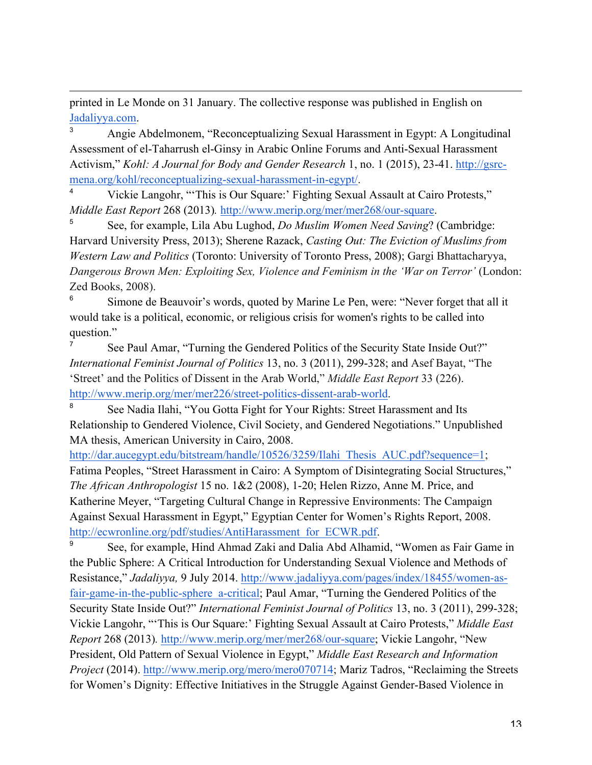printed in Le Monde on 31 January. The collective response was published in English on [Jadaliyya.com](Jadaliyya.com).

[3] Angie Abdelmonem, "Reconceptualizing Sexual Harassment in Egypt: A Longitudinal Assessment of el-Taharrush el-Ginsy in Arabic Online Forums and Anti-Sexual Harassment Activism," *Kohl: A Journal for Body and Gender Research* 1, no. 1 (2015), 23-41. http://gsrc-mena.org/kohl/reconceptualizing-sexual-harassment-in-egypt/.

[4] Vickie Langohr, "'This is Our Square:' Fighting Sexual Assault at Cairo Protests," *Middle East Report* 268 (2013). http://www.merip.org/mer/mer268/our-square.

[5] See, for example, Lila Abu Lughod, *Do Muslim Women Need Saving*? (Cambridge: Harvard University Press, 2013); Sherene Razack, *Casting Out: The Eviction of Muslims from Western Law and Politics* (Toronto: University of Toronto Press, 2008); Gargi Bhattacharyya, *Dangerous Brown Men: Exploiting Sex, Violence and Feminism in the 'War on Terror'* (London: Zed Books, 2008).

[6] Simone de Beauvoir's words, quoted by Marine Le Pen, were: "Never forget that all it would take is a political, economic, or religious crisis for women's rights to be called into question."

[7] See Paul Amar, "Turning the Gendered Politics of the Security State Inside Out?" *International Feminist Journal of Politics* 13, no. 3 (2011), 299-328; and Asef Bayat, "The 'Street' and the Politics of Dissent in the Arab World," *Middle East Report* 33 (226). http://www.merip.org/mer/mer226/street-politics-dissent-arab-world.

[8] See Nadia Ilahi, "You Gotta Fight for Your Rights: Street Harassment and Its Relationship to Gendered Violence, Civil Society, and Gendered Negotiations." Unpublished MA thesis, American University in Cairo, 2008. http://dar.aucegypt.edu/bitstream/handle/10526/3259/Ilahi_Thesis_AUC.pdf?sequence=1; Fatima Peoples, "Street Harassment in Cairo: A Symptom of Disintegrating Social Structures," *The African Anthropologist* 15 no. 1&2 (2008), 1-20; Helen Rizzo, Anne M. Price, and Katherine Meyer, "Targeting Cultural Change in Repressive Environments: The Campaign Against Sexual Harassment in Egypt," Egyptian Center for Women's Rights Report, 2008. http://ecwronline.org/pdf/studies/AntiHarassment_for_ECWR.pdf.

[9] See, for example, Hind Ahmad Zaki and Dalia Abd Alhamid, "Women as Fair Game in the Public Sphere: A Critical Introduction for Understanding Sexual Violence and Methods of Resistance," *Jadaliyya,* 9 July 2014. http://www.jadaliyya.com/pages/index/18455/women-as-fair-game-in-the-public-sphere_a-critical; Paul Amar, "Turning the Gendered Politics of the Security State Inside Out?" *International Feminist Journal of Politics* 13, no. 3 (2011), 299-328; Vickie Langohr, "'This is Our Square:' Fighting Sexual Assault at Cairo Protests," *Middle East Report* 268 (2013). http://www.merip.org/mer/mer268/our-square; Vickie Langohr, "New President, Old Pattern of Sexual Violence in Egypt," *Middle East Research and Information Project* (2014). http://www.merip.org/mero/mero070714; Mariz Tadros, "Reclaiming the Streets for Women's Dignity: Effective Initiatives in the Struggle Against Gender-Based Violence in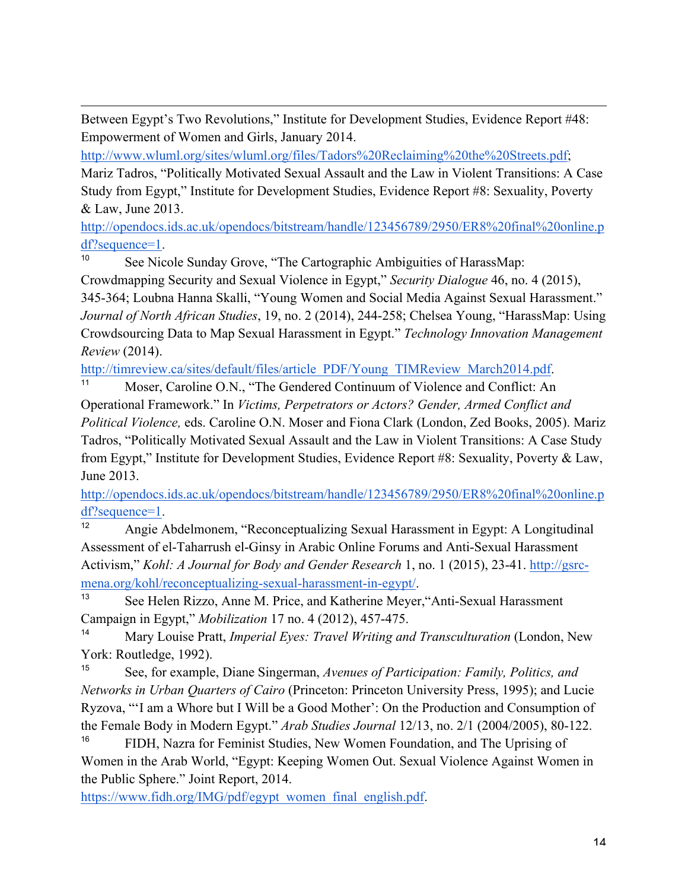Between Egypt's Two Revolutions," Institute for Development Studies, Evidence Report #48: Empowerment of Women and Girls, January 2014. http://www.wluml.org/sites/wluml.org/files/Tadors%20Reclaiming%20the%20Streets.pdf; Mariz Tadros, "Politically Motivated Sexual Assault and the Law in Violent Transitions: A Case Study from Egypt," Institute for Development Studies, Evidence Report #8: Sexuality, Poverty & Law, June 2013. http://opendocs.ids.ac.uk/opendocs/bitstream/handle/123456789/2950/ER8%20final%20online.pdf?sequence=1.

[10] See Nicole Sunday Grove, "The Cartographic Ambiguities of HarassMap: Crowdmapping Security and Sexual Violence in Egypt," *Security Dialogue* 46, no. 4 (2015), 345-364; Loubna Hanna Skalli, "Young Women and Social Media Against Sexual Harassment." *Journal of North African Studies*, 19, no. 2 (2014), 244-258; Chelsea Young, "HarassMap: Using Crowdsourcing Data to Map Sexual Harassment in Egypt." *Technology Innovation Management Review* (2014). http://timreview.ca/sites/default/files/article_PDF/Young_TIMReview_March2014.pdf.

[11] Moser, Caroline O.N., "The Gendered Continuum of Violence and Conflict: An Operational Framework." In *Victims, Perpetrators or Actors? Gender, Armed Conflict and Political Violence,* eds. Caroline O.N. Moser and Fiona Clark (London, Zed Books, 2005). Mariz Tadros, "Politically Motivated Sexual Assault and the Law in Violent Transitions: A Case Study from Egypt," Institute for Development Studies, Evidence Report #8: Sexuality, Poverty & Law, June 2013. http://opendocs.ids.ac.uk/opendocs/bitstream/handle/123456789/2950/ER8%20final%20online.pdf?sequence=1.

[12] Angie Abdelmonem, "Reconceptualizing Sexual Harassment in Egypt: A Longitudinal Assessment of el-Taharrush el-Ginsy in Arabic Online Forums and Anti-Sexual Harassment Activism," *Kohl: A Journal for Body and Gender Research* 1, no. 1 (2015), 23-41. http://gsrc-mena.org/kohl/reconceptualizing-sexual-harassment-in-egypt/.

[13] See Helen Rizzo, Anne M. Price, and Katherine Meyer,"Anti-Sexual Harassment Campaign in Egypt," *Mobilization* 17 no. 4 (2012), 457-475.

[14] Mary Louise Pratt, *Imperial Eyes: Travel Writing and Transculturation* (London, New York: Routledge, 1992).

[15] See, for example, Diane Singerman, *Avenues of Participation: Family, Politics, and Networks in Urban Quarters of Cairo* (Princeton: Princeton University Press, 1995); and Lucie Ryzova, "'I am a Whore but I Will be a Good Mother': On the Production and Consumption of the Female Body in Modern Egypt." *Arab Studies Journal* 12/13, no. 2/1 (2004/2005), 80-122.

[16] FIDH, Nazra for Feminist Studies, New Women Foundation, and The Uprising of Women in the Arab World, "Egypt: Keeping Women Out. Sexual Violence Against Women in the Public Sphere." Joint Report, 2014. https://www.fidh.org/IMG/pdf/egypt_women_final_english.pdf.